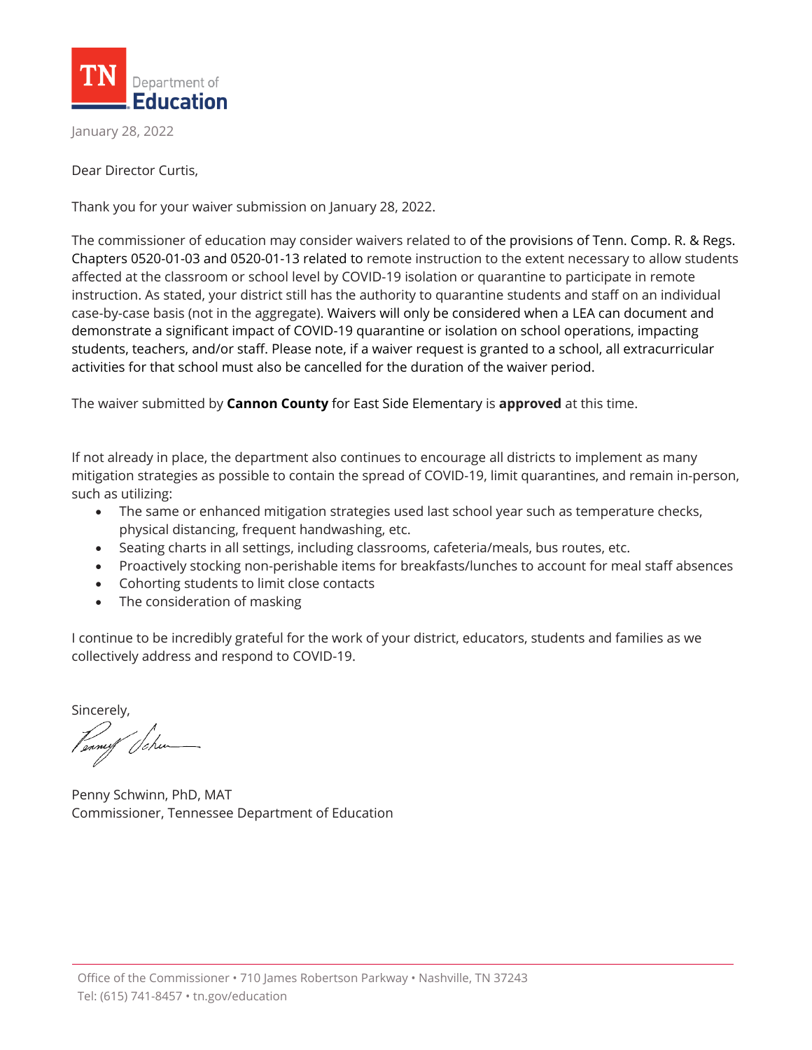TN Department of Education

January 28, 2022

Dear Director Curtis,

Thank you for your waiver submission on January 28, 2022.

The commissioner of education may consider waivers related to of the provisions of Tenn. Comp. R. & Regs. Chapters 0520-01-03 and 0520-01-13 related to remote instruction to the extent necessary to allow students affected at the classroom or school level by COVID-19 isolation or quarantine to participate in remote instruction. As stated, your district still has the authority to quarantine students and staff on an individual case-by-case basis (not in the aggregate). Waivers will only be considered when a LEA can document and demonstrate a significant impact of COVID-19 quarantine or isolation on school operations, impacting students, teachers, and/or staff. Please note, if a waiver request is granted to a school, all extracurricular activities for that school must also be cancelled for the duration of the waiver period.

The waiver submitted by **Cannon County** for East Side Elementary is **approved** at this time.

If not already in place, the department also continues to encourage all districts to implement as many mitigation strategies as possible to contain the spread of COVID-19, limit quarantines, and remain in-person, such as utilizing:

- The same or enhanced mitigation strategies used last school year such as temperature checks, physical distancing, frequent handwashing, etc.
- Seating charts in all settings, including classrooms, cafeteria/meals, bus routes, etc.
- Proactively stocking non-perishable items for breakfasts/lunches to account for meal staff absences
- Cohorting students to limit close contacts
- The consideration of masking

I continue to be incredibly grateful for the work of your district, educators, students and families as we collectively address and respond to COVID-19.

Sincerely,

Penny Schwinn, PhD, MAT
Commissioner, Tennessee Department of Education

Office of the Commissioner • 710 James Robertson Parkway • Nashville, TN 37243
Tel: (615) 741-8457 • tn.gov/education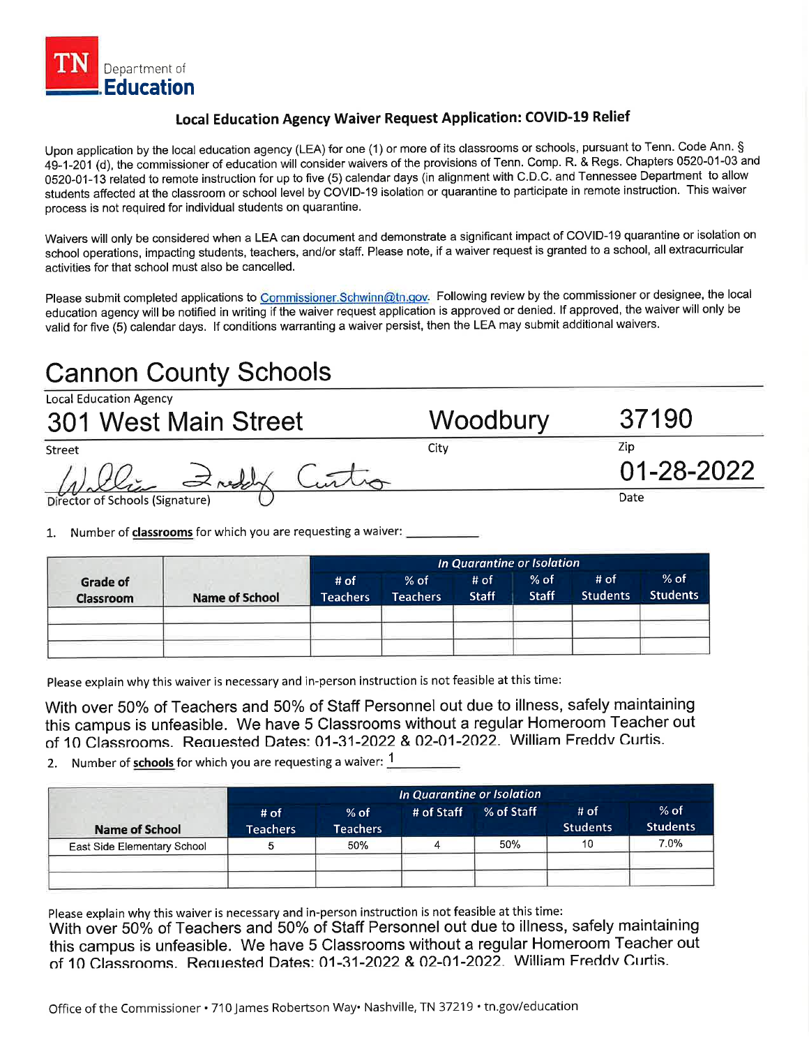TN Department of Education

## Local Education Agency Waiver Request Application: COVID-19 Relief

Upon application by the local education agency (LEA) for one (1) or more of its classrooms or schools, pursuant to Tenn. Code Ann. § 49-1-201 (d), the commissioner of education will consider waivers of the provisions of Tenn. Comp. R. & Regs. Chapters 0520-01-03 and 0520-01-13 related to remote instruction for up to five (5) calendar days (in alignment with C.D.C. and Tennessee Department to allow students affected at the classroom or school level by COVID-19 isolation or quarantine to participate in remote instruction. This waiver process is not required for individual students on quarantine.

Waivers will only be considered when a LEA can document and demonstrate a significant impact of COVID-19 quarantine or isolation on school operations, impacting students, teachers, and/or staff. Please note, if a waiver request is granted to a school, all extracurricular activities for that school must also be cancelled.

Please submit completed applications to Commissioner.Schwinn@tn.gov. Following review by the commissioner or designee, the local education agency will be notified in writing if the waiver request application is approved or denied. If approved, the waiver will only be valid for five (5) calendar days. If conditions warranting a waiver persist, then the LEA may submit additional waivers.

Cannon County Schools
Local Education Agency

301 West Main Street — Street
Woodbury — City
37190 — Zip

William Freddy Curtis — Director of Schools (Signature)
01-28-2022 — Date

1. Number of **classrooms** for which you are requesting a waiver: ___________

| Grade of Classroom | Name of School | In Quarantine or Isolation | | | | | |
|---|---|---|---|---|---|---|---|
| | | # of Teachers | % of Teachers | # of Staff | % of Staff | # of Students | % of Students |
| | | | | | | | |
| | | | | | | | |
| | | | | | | | |

Please explain why this waiver is necessary and in-person instruction is not feasible at this time:

With over 50% of Teachers and 50% of Staff Personnel out due to illness, safely maintaining this campus is unfeasible. We have 5 Classrooms without a regular Homeroom Teacher out of 10 Classrooms. Requested Dates: 01-31-2022 & 02-01-2022. William Freddy Curtis.

2. Number of **schools** for which you are requesting a waiver: 1

| Name of School | In Quarantine or Isolation | | | | | |
|---|---|---|---|---|---|---|
| | # of Teachers | % of Teachers | # of Staff | % of Staff | # of Students | % of Students |
| East Side Elementary School | 5 | 50% | 4 | 50% | 10 | 7.0% |
| | | | | | | |
| | | | | | | |

Please explain why this waiver is necessary and in-person instruction is not feasible at this time:
With over 50% of Teachers and 50% of Staff Personnel out due to illness, safely maintaining this campus is unfeasible. We have 5 Classrooms without a regular Homeroom Teacher out of 10 Classrooms. Requested Dates: 01-31-2022 & 02-01-2022. William Freddy Curtis.

Office of the Commissioner • 710 James Robertson Way• Nashville, TN 37219 • tn.gov/education